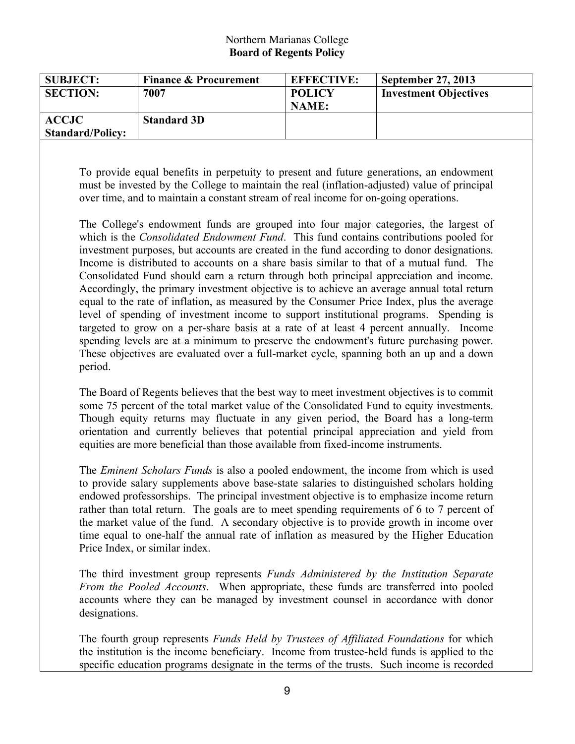Northern Marianas College
**Board of Regents Policy**

| **SUBJECT:** | **Finance & Procurement** | **EFFECTIVE:** | **September 27, 2013** |
|---|---|---|---|
| **SECTION:** | **7007** | **POLICY NAME:** | **Investment Objectives** |
| **ACCJC Standard/Policy:** | **Standard 3D** | | |

To provide equal benefits in perpetuity to present and future generations, an endowment must be invested by the College to maintain the real (inflation-adjusted) value of principal over time, and to maintain a constant stream of real income for on-going operations.

The College's endowment funds are grouped into four major categories, the largest of which is the *Consolidated Endowment Fund*. This fund contains contributions pooled for investment purposes, but accounts are created in the fund according to donor designations. Income is distributed to accounts on a share basis similar to that of a mutual fund. The Consolidated Fund should earn a return through both principal appreciation and income. Accordingly, the primary investment objective is to achieve an average annual total return equal to the rate of inflation, as measured by the Consumer Price Index, plus the average level of spending of investment income to support institutional programs. Spending is targeted to grow on a per-share basis at a rate of at least 4 percent annually. Income spending levels are at a minimum to preserve the endowment's future purchasing power. These objectives are evaluated over a full-market cycle, spanning both an up and a down period.

The Board of Regents believes that the best way to meet investment objectives is to commit some 75 percent of the total market value of the Consolidated Fund to equity investments. Though equity returns may fluctuate in any given period, the Board has a long-term orientation and currently believes that potential principal appreciation and yield from equities are more beneficial than those available from fixed-income instruments.

The *Eminent Scholars Funds* is also a pooled endowment, the income from which is used to provide salary supplements above base-state salaries to distinguished scholars holding endowed professorships. The principal investment objective is to emphasize income return rather than total return. The goals are to meet spending requirements of 6 to 7 percent of the market value of the fund. A secondary objective is to provide growth in income over time equal to one-half the annual rate of inflation as measured by the Higher Education Price Index, or similar index.

The third investment group represents *Funds Administered by the Institution Separate From the Pooled Accounts*. When appropriate, these funds are transferred into pooled accounts where they can be managed by investment counsel in accordance with donor designations.

The fourth group represents *Funds Held by Trustees of Affiliated Foundations* for which the institution is the income beneficiary. Income from trustee-held funds is applied to the specific education programs designate in the terms of the trusts. Such income is recorded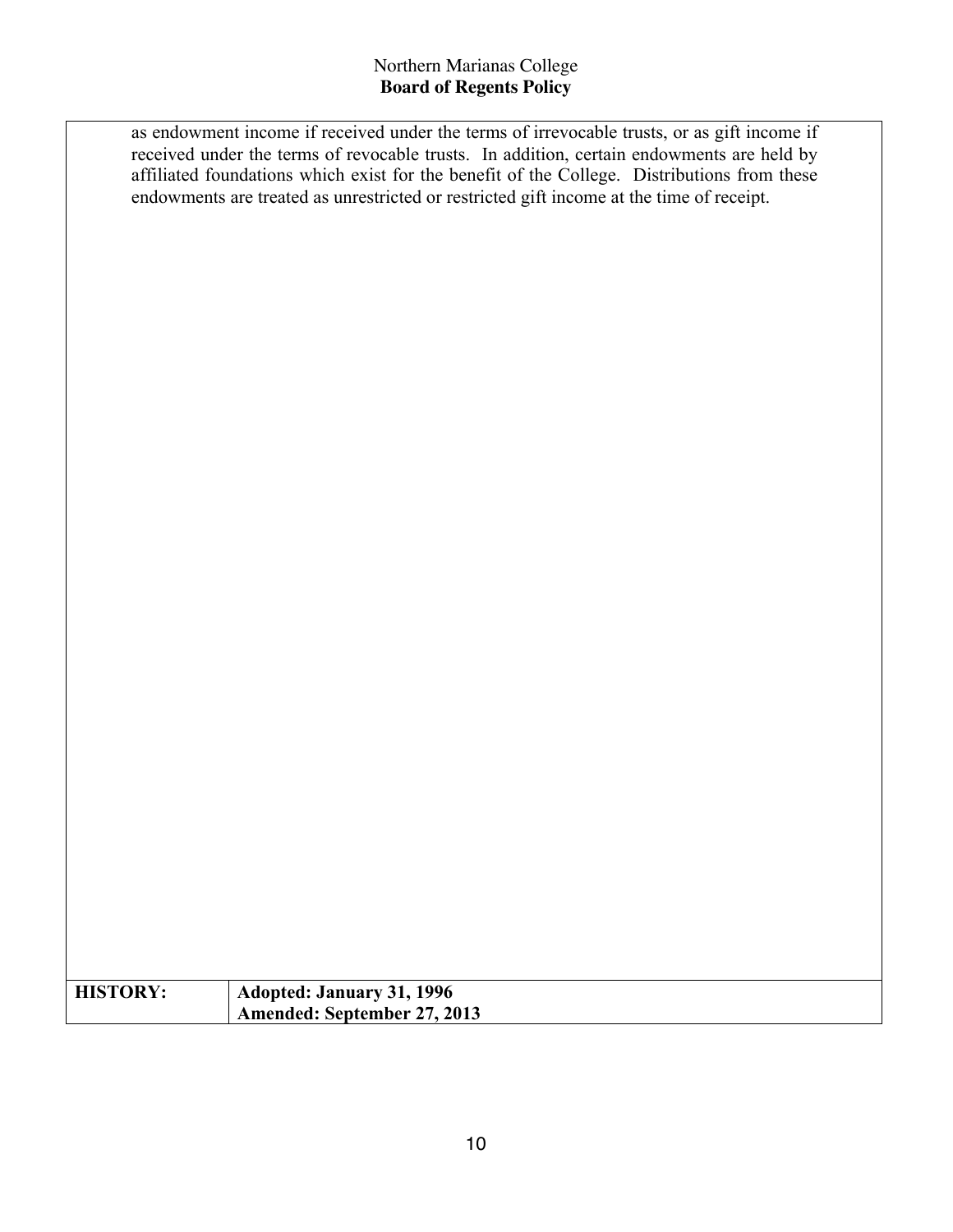as endowment income if received under the terms of irrevocable trusts, or as gift income if received under the terms of revocable trusts. In addition, certain endowments are held by affiliated foundations which exist for the benefit of the College. Distributions from these endowments are treated as unrestricted or restricted gift income at the time of receipt.

| | |
|---|---|
| **HISTORY:** | **Adopted: January 31, 1996**<br>**Amended: September 27, 2013** |